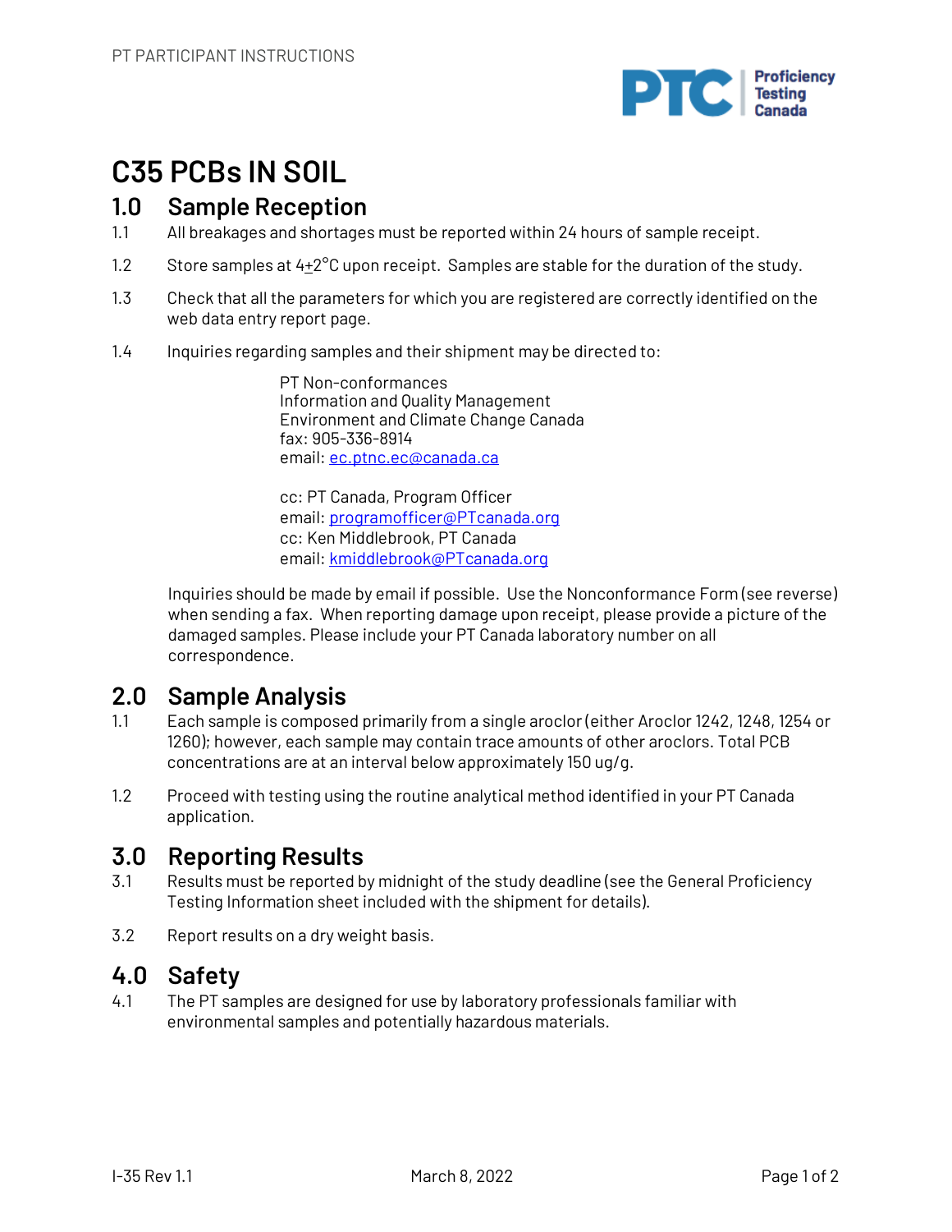# C35 PCBs IN SOIL

## 1.0 Sample Reception

1.1 All breakages and shortages must be reported within 24 hours of sample receipt.

1.2 Store samples at 4±2°C upon receipt. Samples are stable for the duration of the study.

1.3 Check that all the parameters for which you are registered are correctly identified on the web data entry report page.

1.4 Inquiries regarding samples and their shipment may be directed to:

> PT Non-conformances
> Information and Quality Management
> Environment and Climate Change Canada
> fax: 905-336-8914
> email: ec.ptnc.ec@canada.ca
>
> cc: PT Canada, Program Officer
> email: programofficer@PTcanada.org
> cc: Ken Middlebrook, PT Canada
> email: kmiddlebrook@PTcanada.org

Inquiries should be made by email if possible. Use the Nonconformance Form (see reverse) when sending a fax. When reporting damage upon receipt, please provide a picture of the damaged samples. Please include your PT Canada laboratory number on all correspondence.

## 2.0 Sample Analysis

1.1 Each sample is composed primarily from a single aroclor (either Aroclor 1242, 1248, 1254 or 1260); however, each sample may contain trace amounts of other aroclors. Total PCB concentrations are at an interval below approximately 150 ug/g.

1.2 Proceed with testing using the routine analytical method identified in your PT Canada application.

## 3.0 Reporting Results

3.1 Results must be reported by midnight of the study deadline (see the General Proficiency Testing Information sheet included with the shipment for details).

3.2 Report results on a dry weight basis.

## 4.0 Safety

4.1 The PT samples are designed for use by laboratory professionals familiar with environmental samples and potentially hazardous materials.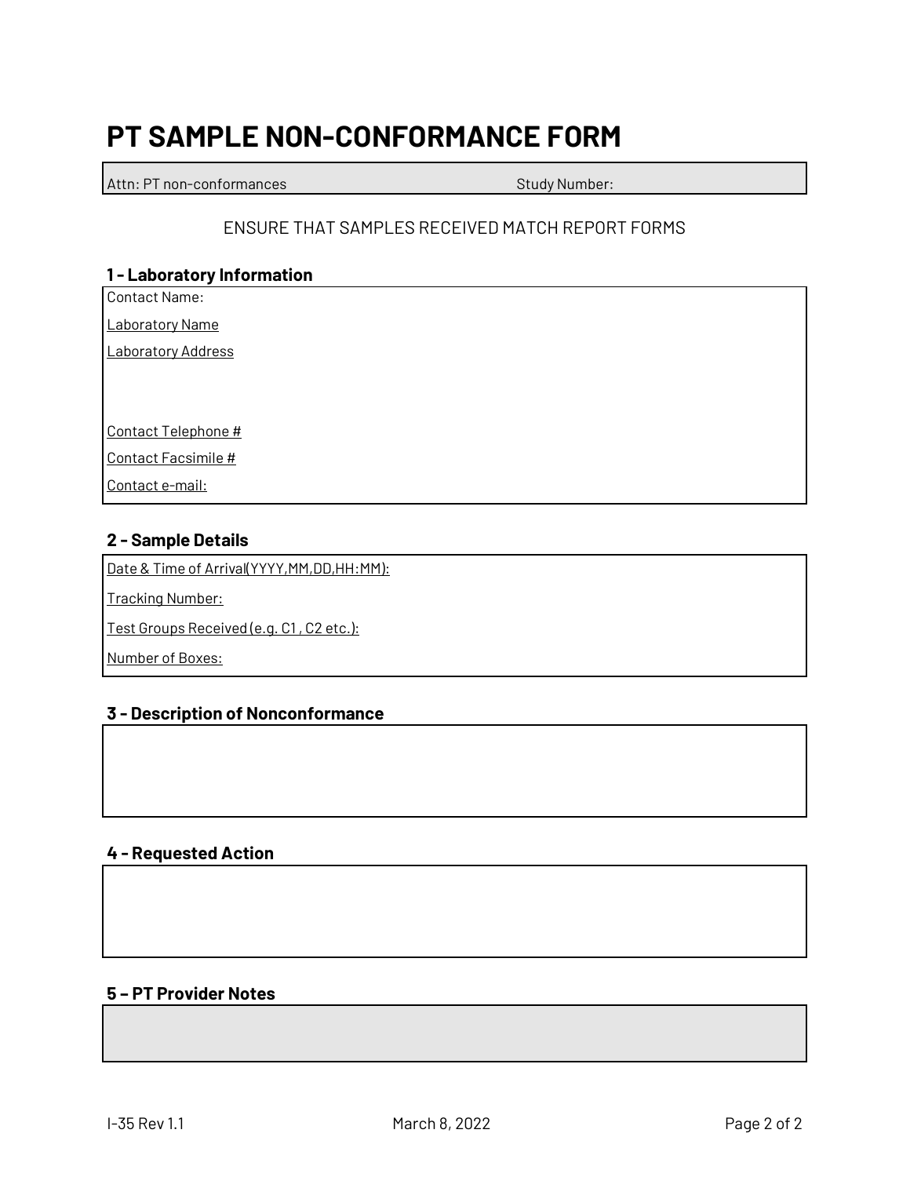# PT SAMPLE NON-CONFORMANCE FORM

| | |
|---|---|
| Attn: PT non-conformances | Study Number: |

ENSURE THAT SAMPLES RECEIVED MATCH REPORT FORMS

## 1 - Laboratory Information

Contact Name:

Laboratory Name

Laboratory Address

Contact Telephone #

Contact Facsimile #

Contact e-mail:

## 2 - Sample Details

Date & Time of Arrival(YYYY,MM,DD,HH:MM):

Tracking Number:

Test Groups Received (e.g. C1 , C2 etc.):

Number of Boxes:

## 3 - Description of Nonconformance

## 4 - Requested Action

## 5 – PT Provider Notes

I-35 Rev 1.1 March 8, 2022